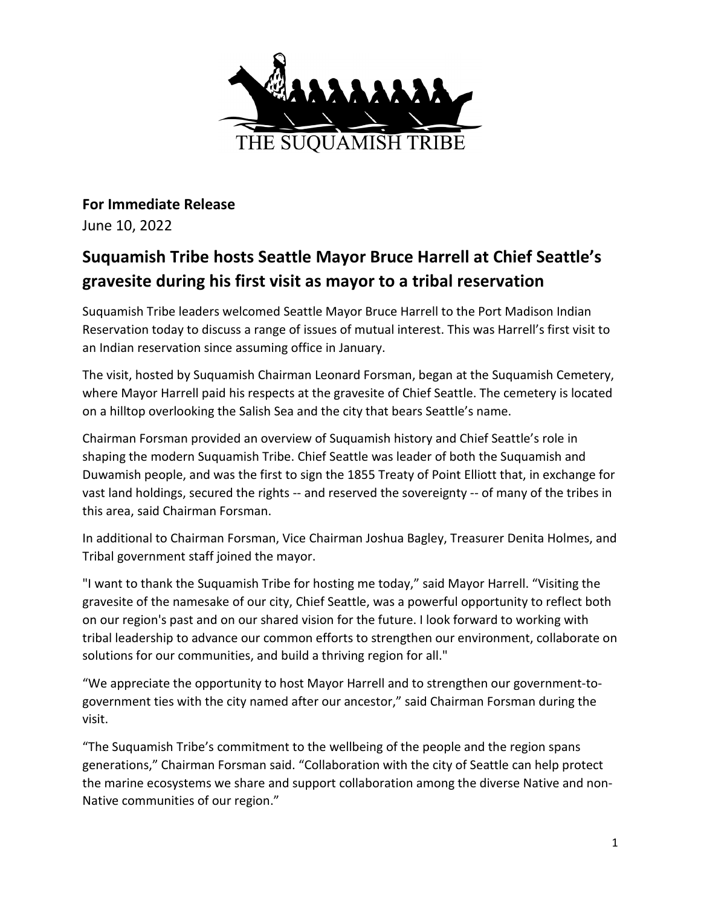THE SUQUAMISH TRIBE

**For Immediate Release**
June 10, 2022

## Suquamish Tribe hosts Seattle Mayor Bruce Harrell at Chief Seattle's gravesite during his first visit as mayor to a tribal reservation

Suquamish Tribe leaders welcomed Seattle Mayor Bruce Harrell to the Port Madison Indian Reservation today to discuss a range of issues of mutual interest. This was Harrell's first visit to an Indian reservation since assuming office in January.

The visit, hosted by Suquamish Chairman Leonard Forsman, began at the Suquamish Cemetery, where Mayor Harrell paid his respects at the gravesite of Chief Seattle. The cemetery is located on a hilltop overlooking the Salish Sea and the city that bears Seattle's name.

Chairman Forsman provided an overview of Suquamish history and Chief Seattle's role in shaping the modern Suquamish Tribe. Chief Seattle was leader of both the Suquamish and Duwamish people, and was the first to sign the 1855 Treaty of Point Elliott that, in exchange for vast land holdings, secured the rights -- and reserved the sovereignty -- of many of the tribes in this area, said Chairman Forsman.

In additional to Chairman Forsman, Vice Chairman Joshua Bagley, Treasurer Denita Holmes, and Tribal government staff joined the mayor.

"I want to thank the Suquamish Tribe for hosting me today," said Mayor Harrell. "Visiting the gravesite of the namesake of our city, Chief Seattle, was a powerful opportunity to reflect both on our region's past and on our shared vision for the future. I look forward to working with tribal leadership to advance our common efforts to strengthen our environment, collaborate on solutions for our communities, and build a thriving region for all."

"We appreciate the opportunity to host Mayor Harrell and to strengthen our government-to-government ties with the city named after our ancestor," said Chairman Forsman during the visit.

"The Suquamish Tribe's commitment to the wellbeing of the people and the region spans generations," Chairman Forsman said. "Collaboration with the city of Seattle can help protect the marine ecosystems we share and support collaboration among the diverse Native and non-Native communities of our region."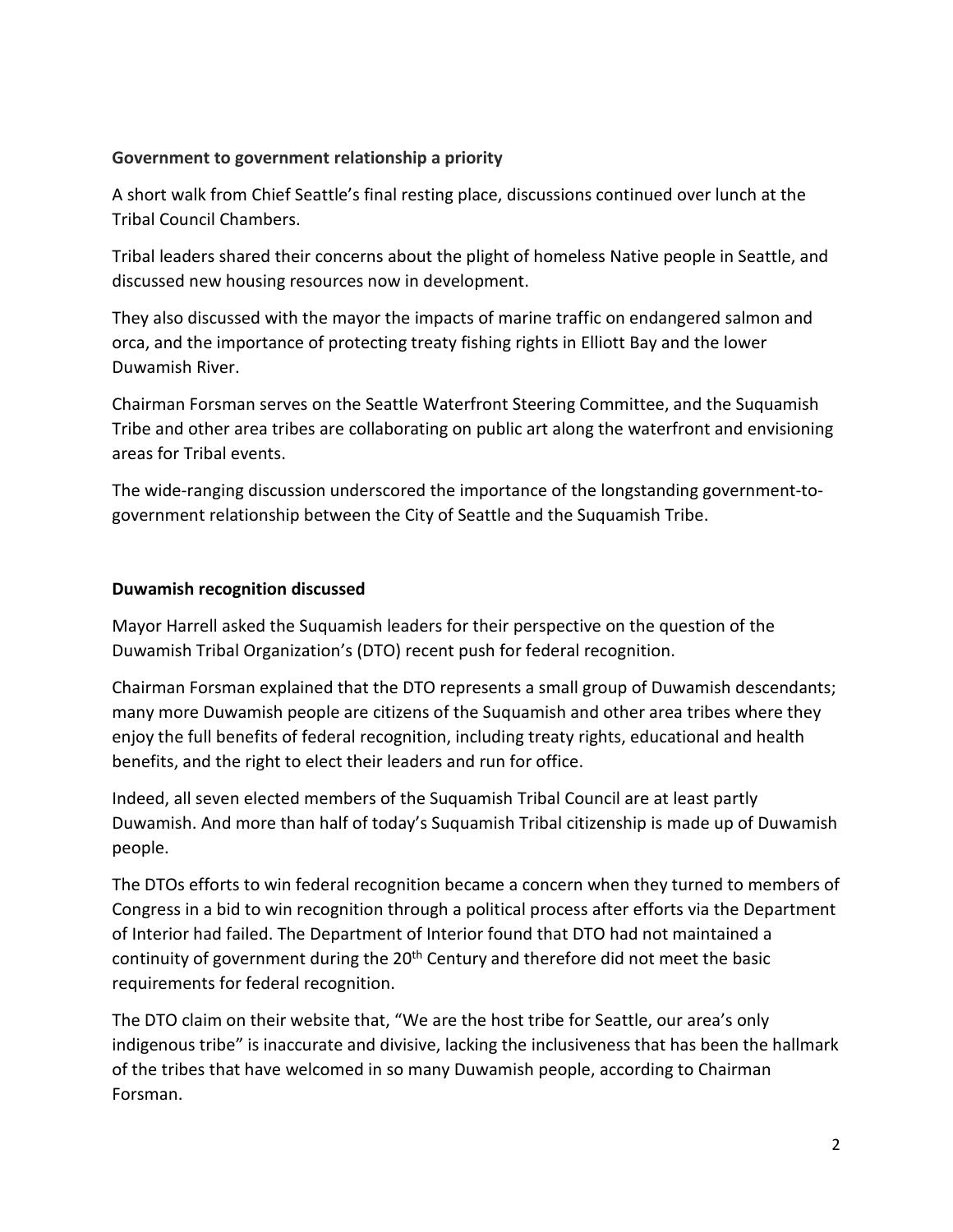**Government to government relationship a priority**

A short walk from Chief Seattle's final resting place, discussions continued over lunch at the Tribal Council Chambers.

Tribal leaders shared their concerns about the plight of homeless Native people in Seattle, and discussed new housing resources now in development.

They also discussed with the mayor the impacts of marine traffic on endangered salmon and orca, and the importance of protecting treaty fishing rights in Elliott Bay and the lower Duwamish River.

Chairman Forsman serves on the Seattle Waterfront Steering Committee, and the Suquamish Tribe and other area tribes are collaborating on public art along the waterfront and envisioning areas for Tribal events.

The wide-ranging discussion underscored the importance of the longstanding government-to-government relationship between the City of Seattle and the Suquamish Tribe.

**Duwamish recognition discussed**

Mayor Harrell asked the Suquamish leaders for their perspective on the question of the Duwamish Tribal Organization's (DTO) recent push for federal recognition.

Chairman Forsman explained that the DTO represents a small group of Duwamish descendants; many more Duwamish people are citizens of the Suquamish and other area tribes where they enjoy the full benefits of federal recognition, including treaty rights, educational and health benefits, and the right to elect their leaders and run for office.

Indeed, all seven elected members of the Suquamish Tribal Council are at least partly Duwamish. And more than half of today's Suquamish Tribal citizenship is made up of Duwamish people.

The DTOs efforts to win federal recognition became a concern when they turned to members of Congress in a bid to win recognition through a political process after efforts via the Department of Interior had failed. The Department of Interior found that DTO had not maintained a continuity of government during the 20th Century and therefore did not meet the basic requirements for federal recognition.

The DTO claim on their website that, "We are the host tribe for Seattle, our area's only indigenous tribe" is inaccurate and divisive, lacking the inclusiveness that has been the hallmark of the tribes that have welcomed in so many Duwamish people, according to Chairman Forsman.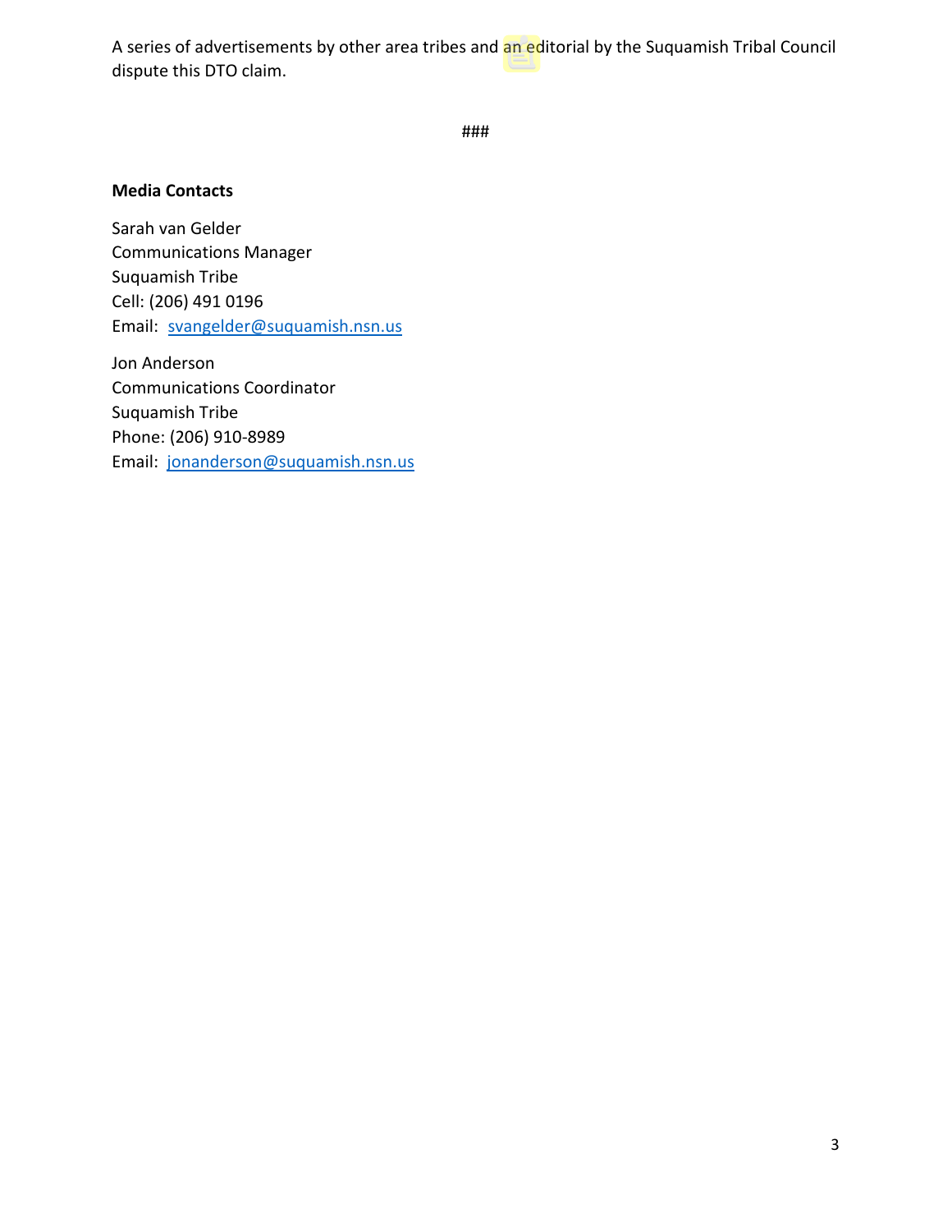A series of advertisements by other area tribes and an editorial by the Suquamish Tribal Council dispute this DTO claim.

###

**Media Contacts**

Sarah van Gelder
Communications Manager
Suquamish Tribe
Cell: (206) 491 0196
Email: svangelder@suquamish.nsn.us

Jon Anderson
Communications Coordinator
Suquamish Tribe
Phone: (206) 910-8989
Email: jonanderson@suquamish.nsn.us